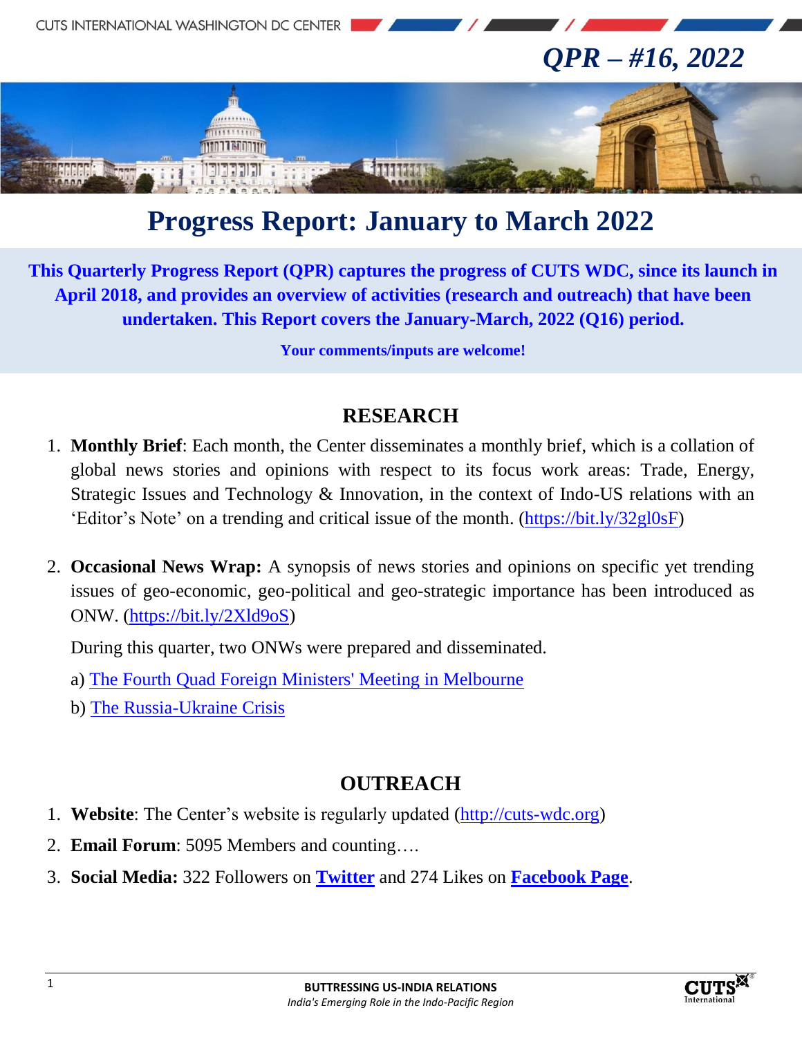*QPR – #16, 2022*

# Progress Report: January to March 2022

**This Quarterly Progress Report (QPR) captures the progress of CUTS WDC, since its launch in April 2018, and provides an overview of activities (research and outreach) that have been undertaken. This Report covers the January-March, 2022 (Q16) period.**

**Your comments/inputs are welcome!**

## RESEARCH

1. **Monthly Brief**: Each month, the Center disseminates a monthly brief, which is a collation of global news stories and opinions with respect to its focus work areas: Trade, Energy, Strategic Issues and Technology & Innovation, in the context of Indo-US relations with an 'Editor's Note' on a trending and critical issue of the month. (https://bit.ly/32gl0sF)

2. **Occasional News Wrap:** A synopsis of news stories and opinions on specific yet trending issues of geo-economic, geo-political and geo-strategic importance has been introduced as ONW. (https://bit.ly/2Xld9oS)

   During this quarter, two ONWs were prepared and disseminated.

   a) The Fourth Quad Foreign Ministers' Meeting in Melbourne

   b) The Russia-Ukraine Crisis

## OUTREACH

1. **Website**: The Center's website is regularly updated (http://cuts-wdc.org)
2. **Email Forum**: 5095 Members and counting….
3. **Social Media:** 322 Followers on **Twitter** and 274 Likes on **Facebook Page**.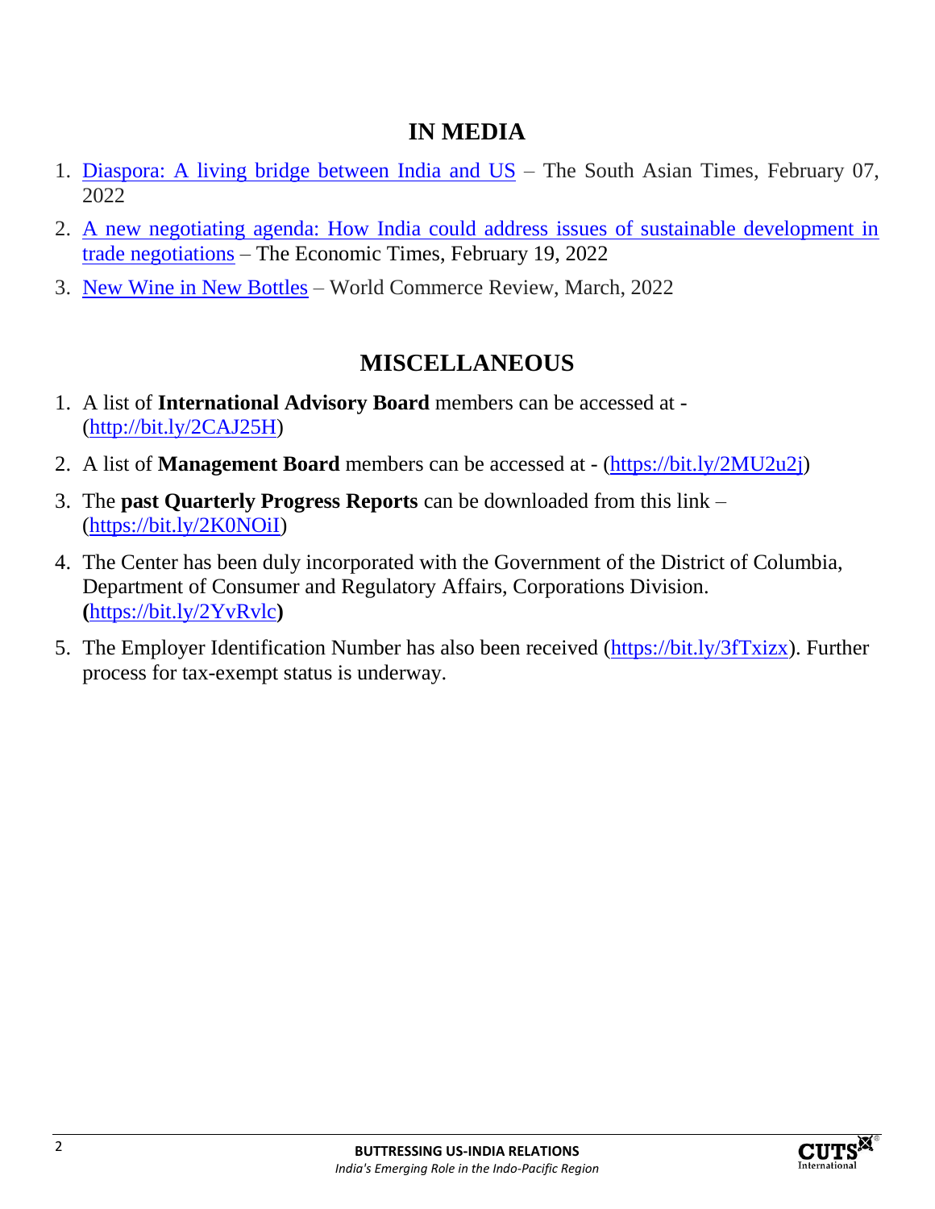## IN MEDIA

1. Diaspora: A living bridge between India and US – The South Asian Times, February 07, 2022
2. A new negotiating agenda: How India could address issues of sustainable development in trade negotiations – The Economic Times, February 19, 2022
3. New Wine in New Bottles – World Commerce Review, March, 2022

## MISCELLANEOUS

1. A list of **International Advisory Board** members can be accessed at - (http://bit.ly/2CAJ25H)
2. A list of **Management Board** members can be accessed at - (https://bit.ly/2MU2u2j)
3. The **past Quarterly Progress Reports** can be downloaded from this link – (https://bit.ly/2K0NOiI)
4. The Center has been duly incorporated with the Government of the District of Columbia, Department of Consumer and Regulatory Affairs, Corporations Division. **(**https://bit.ly/2YvRvlc**)**
5. The Employer Identification Number has also been received (https://bit.ly/3fTxizx). Further process for tax-exempt status is underway.